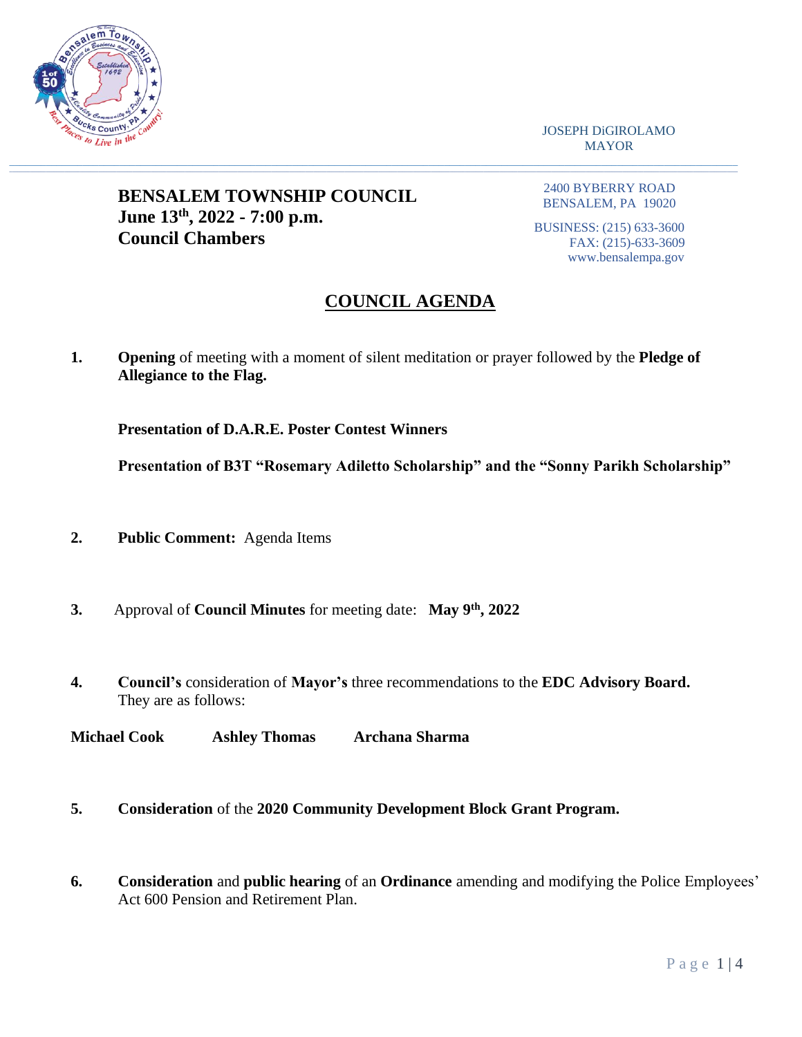JOSEPH DiGIROLAMO
MAYOR

**BENSALEM TOWNSHIP COUNCIL**
**June 13th, 2022 - 7:00 p.m.**
**Council Chambers**

2400 BYBERRY ROAD
BENSALEM, PA 19020

BUSINESS: (215) 633-3600
FAX: (215)-633-3609
www.bensalempa.gov

# COUNCIL AGENDA

1. **Opening** of meeting with a moment of silent meditation or prayer followed by the **Pledge of Allegiance to the Flag.**

   **Presentation of D.A.R.E. Poster Contest Winners**

   **Presentation of B3T "Rosemary Adiletto Scholarship" and the "Sonny Parikh Scholarship"**

2. **Public Comment:** Agenda Items

3. Approval of **Council Minutes** for meeting date: **May 9th, 2022**

4. **Council's** consideration of **Mayor's** three recommendations to the **EDC Advisory Board.** They are as follows:

   **Michael Cook** **Ashley Thomas** **Archana Sharma**

5. **Consideration** of the **2020 Community Development Block Grant Program.**

6. **Consideration** and **public hearing** of an **Ordinance** amending and modifying the Police Employees' Act 600 Pension and Retirement Plan.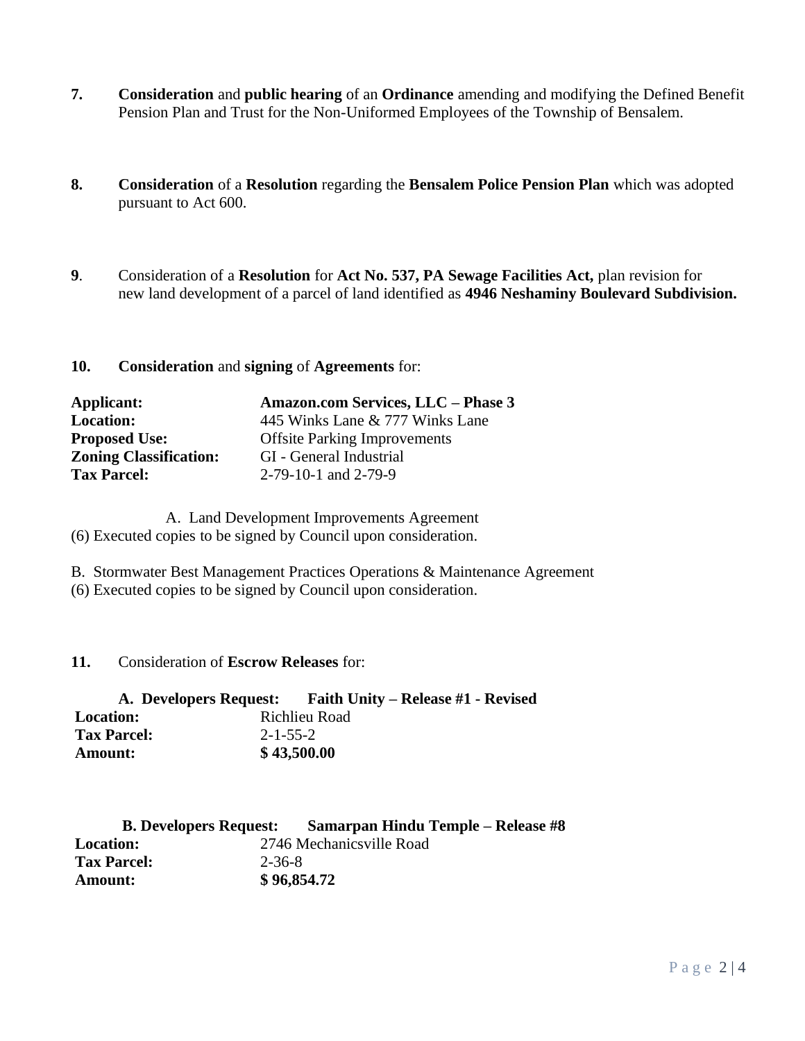**7.** **Consideration** and **public hearing** of an **Ordinance** amending and modifying the Defined Benefit Pension Plan and Trust for the Non-Uniformed Employees of the Township of Bensalem.

**8.** **Consideration** of a **Resolution** regarding the **Bensalem Police Pension Plan** which was adopted pursuant to Act 600.

**9**. Consideration of a **Resolution** for **Act No. 537, PA Sewage Facilities Act,** plan revision for new land development of a parcel of land identified as **4946 Neshaminy Boulevard Subdivision.**

**10.** **Consideration** and **signing** of **Agreements** for:

| | |
|---|---|
| **Applicant:** | **Amazon.com Services, LLC – Phase 3** |
| **Location:** | 445 Winks Lane & 777 Winks Lane |
| **Proposed Use:** | Offsite Parking Improvements |
| **Zoning Classification:** | GI - General Industrial |
| **Tax Parcel:** | 2-79-10-1 and 2-79-9 |

A. Land Development Improvements Agreement
(6) Executed copies to be signed by Council upon consideration.

B. Stormwater Best Management Practices Operations & Maintenance Agreement
(6) Executed copies to be signed by Council upon consideration.

**11.** Consideration of **Escrow Releases** for:

| **A. Developers Request:** | **Faith Unity – Release #1 - Revised** |
|---|---|
| **Location:** | Richlieu Road |
| **Tax Parcel:** | 2-1-55-2 |
| **Amount:** | **$ 43,500.00** |

| **B. Developers Request:** | **Samarpan Hindu Temple – Release #8** |
|---|---|
| **Location:** | 2746 Mechanicsville Road |
| **Tax Parcel:** | 2-36-8 |
| **Amount:** | **$ 96,854.72** |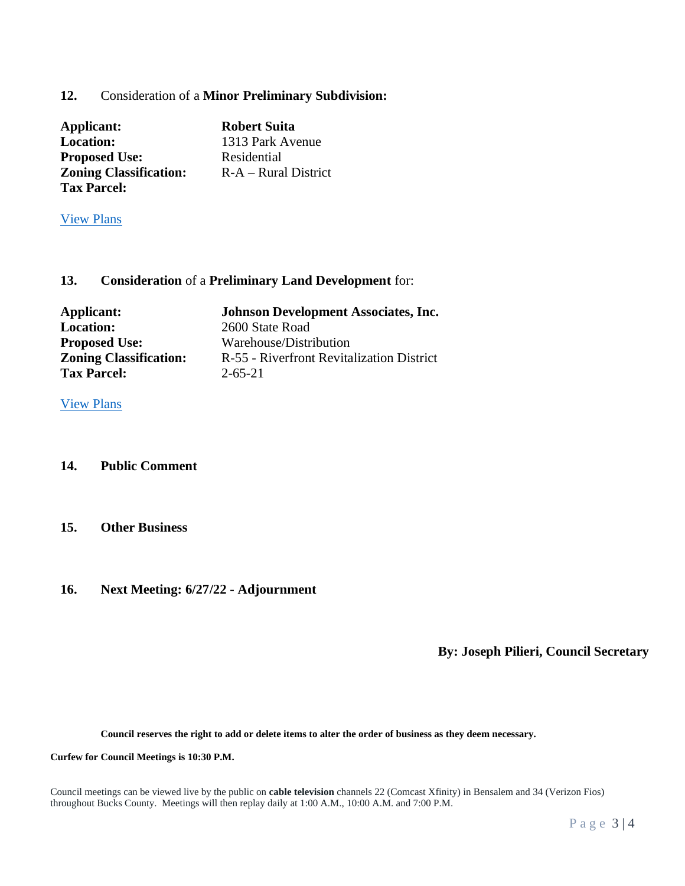**12.** Consideration of a **Minor Preliminary Subdivision:**

**Applicant:** **Robert Suita**
**Location:** 1313 Park Avenue
**Proposed Use:** Residential
**Zoning Classification:** R-A – Rural District
**Tax Parcel:**

[View Plans]

**13.** **Consideration** of a **Preliminary Land Development** for:

**Applicant:** **Johnson Development Associates, Inc.**
**Location:** 2600 State Road
**Proposed Use:** Warehouse/Distribution
**Zoning Classification:** R-55 - Riverfront Revitalization District
**Tax Parcel:** 2-65-21

[View Plans]

**14.** **Public Comment**

**15.** **Other Business**

**16.** **Next Meeting: 6/27/22 - Adjournment**

**By: Joseph Pilieri, Council Secretary**

**Council reserves the right to add or delete items to alter the order of business as they deem necessary.**

**Curfew for Council Meetings is 10:30 P.M.**

Council meetings can be viewed live by the public on **cable television** channels 22 (Comcast Xfinity) in Bensalem and 34 (Verizon Fios) throughout Bucks County. Meetings will then replay daily at 1:00 A.M., 10:00 A.M. and 7:00 P.M.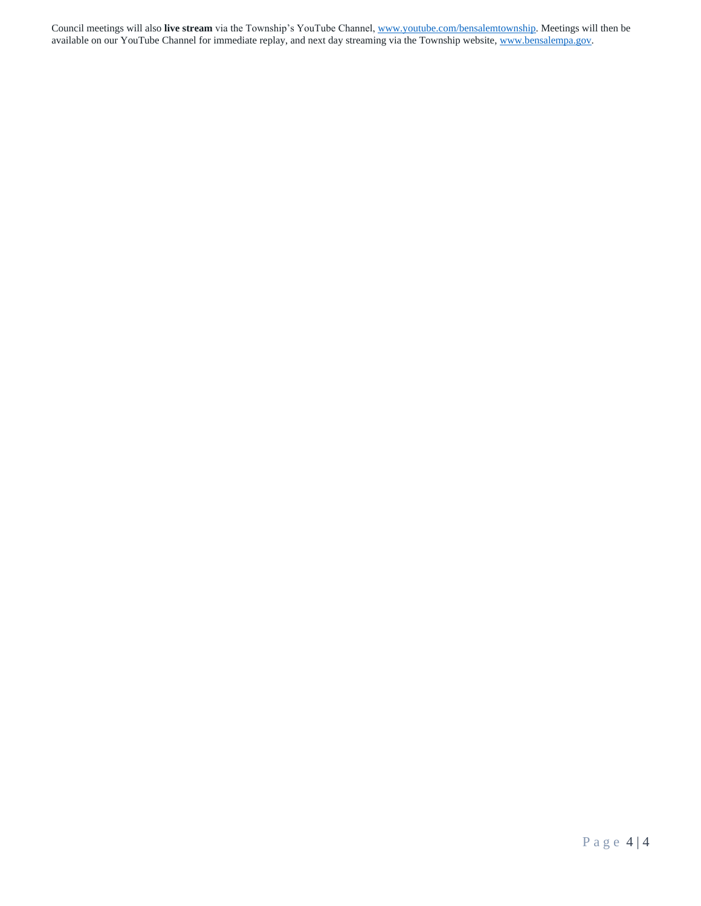Council meetings will also **live stream** via the Township's YouTube Channel, www.youtube.com/bensalemtownship. Meetings will then be available on our YouTube Channel for immediate replay, and next day streaming via the Township website, www.bensalempa.gov.